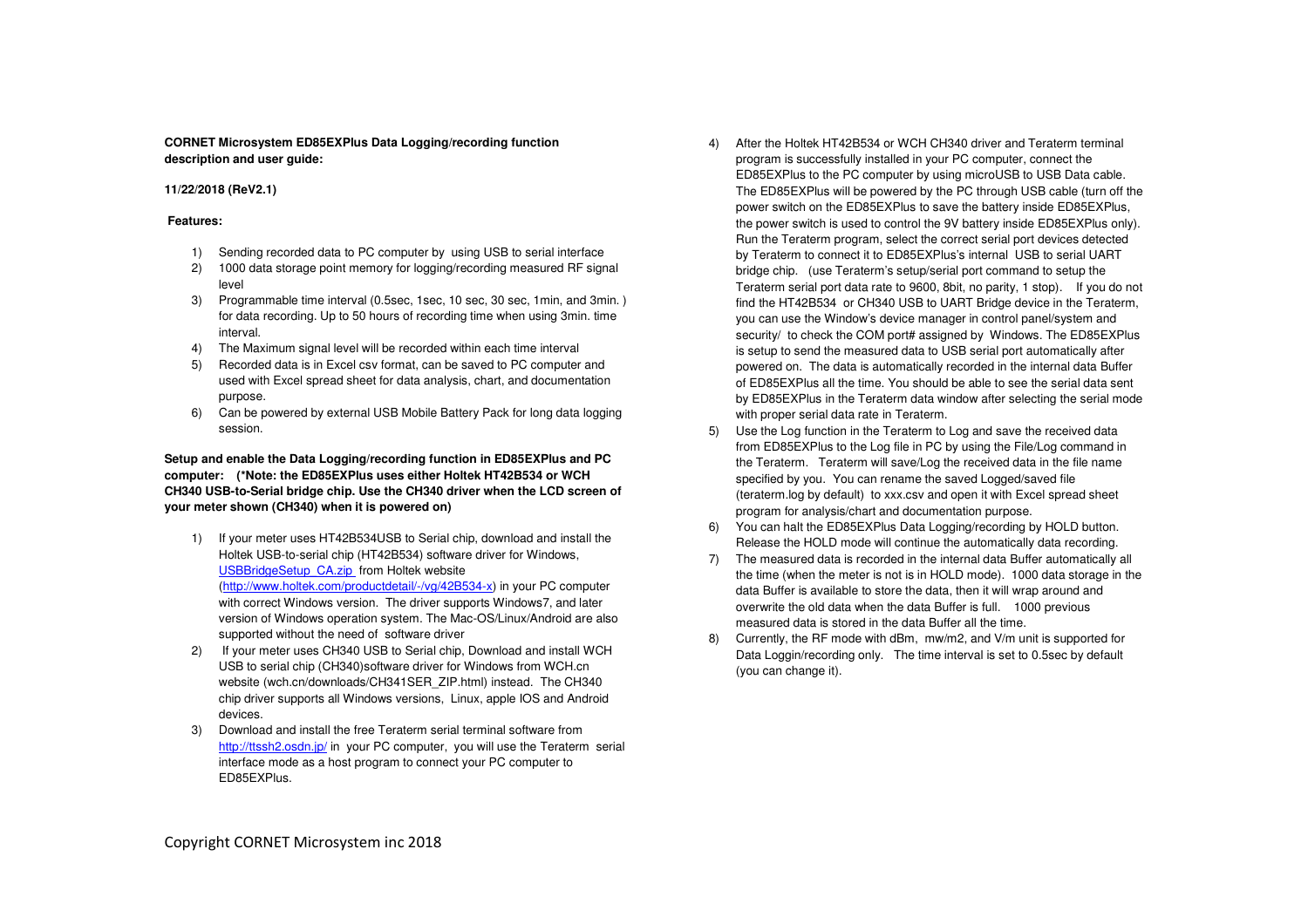**CORNET Microsystem ED85EXPlus Data Logging/recording function description and user guide:**

**11/22/2018 (ReV2.1)**

**Features:**

1) Sending recorded data to PC computer by using USB to serial interface
2) 1000 data storage point memory for logging/recording measured RF signal level
3) Programmable time interval (0.5sec, 1sec, 10 sec, 30 sec, 1min, and 3min. ) for data recording. Up to 50 hours of recording time when using 3min. time interval.
4) The Maximum signal level will be recorded within each time interval
5) Recorded data is in Excel csv format, can be saved to PC computer and used with Excel spread sheet for data analysis, chart, and documentation purpose.
6) Can be powered by external USB Mobile Battery Pack for long data logging session.

**Setup and enable the Data Logging/recording function in ED85EXPlus and PC computer: (\*Note: the ED85EXPlus uses either Holtek HT42B534 or WCH CH340 USB-to-Serial bridge chip. Use the CH340 driver when the LCD screen of your meter shown (CH340) when it is powered on)**

1) If your meter uses HT42B534USB to Serial chip, download and install the Holtek USB-to-serial chip (HT42B534) software driver for Windows, USBBridgeSetup_CA.zip from Holtek website (http://www.holtek.com/productdetail/-/vg/42B534-x) in your PC computer with correct Windows version. The driver supports Windows7, and later version of Windows operation system. The Mac-OS/Linux/Android are also supported without the need of software driver
2) If your meter uses CH340 USB to Serial chip, Download and install WCH USB to serial chip (CH340)software driver for Windows from WCH.cn website (wch.cn/downloads/CH341SER_ZIP.html) instead. The CH340 chip driver supports all Windows versions, Linux, apple IOS and Android devices.
3) Download and install the free Teraterm serial terminal software from http://ttssh2.osdn.jp/ in your PC computer, you will use the Teraterm serial interface mode as a host program to connect your PC computer to ED85EXPlus.
4) After the Holtek HT42B534 or WCH CH340 driver and Teraterm terminal program is successfully installed in your PC computer, connect the ED85EXPlus to the PC computer by using microUSB to USB Data cable. The ED85EXPlus will be powered by the PC through USB cable (turn off the power switch on the ED85EXPlus to save the battery inside ED85EXPlus, the power switch is used to control the 9V battery inside ED85EXPlus only). Run the Teraterm program, select the correct serial port devices detected by Teraterm to connect it to ED85EXPlus's internal USB to serial UART bridge chip. (use Teraterm's setup/serial port command to setup the Teraterm serial port data rate to 9600, 8bit, no parity, 1 stop). If you do not find the HT42B534 or CH340 USB to UART Bridge device in the Teraterm, you can use the Window's device manager in control panel/system and security/ to check the COM port# assigned by Windows. The ED85EXPlus is setup to send the measured data to USB serial port automatically after powered on. The data is automatically recorded in the internal data Buffer of ED85EXPlus all the time. You should be able to see the serial data sent by ED85EXPlus in the Teraterm data window after selecting the serial mode with proper serial data rate in Teraterm.
5) Use the Log function in the Teraterm to Log and save the received data from ED85EXPlus to the Log file in PC by using the File/Log command in the Teraterm. Teraterm will save/Log the received data in the file name specified by you. You can rename the saved Logged/saved file (teraterm.log by default) to xxx.csv and open it with Excel spread sheet program for analysis/chart and documentation purpose.
6) You can halt the ED85EXPlus Data Logging/recording by HOLD button. Release the HOLD mode will continue the automatically data recording.
7) The measured data is recorded in the internal data Buffer automatically all the time (when the meter is not is in HOLD mode). 1000 data storage in the data Buffer is available to store the data, then it will wrap around and overwrite the old data when the data Buffer is full. 1000 previous measured data is stored in the data Buffer all the time.
8) Currently, the RF mode with dBm, mw/m2, and V/m unit is supported for Data Loggin/recording only. The time interval is set to 0.5sec by default (you can change it).

Copyright CORNET Microsystem inc 2018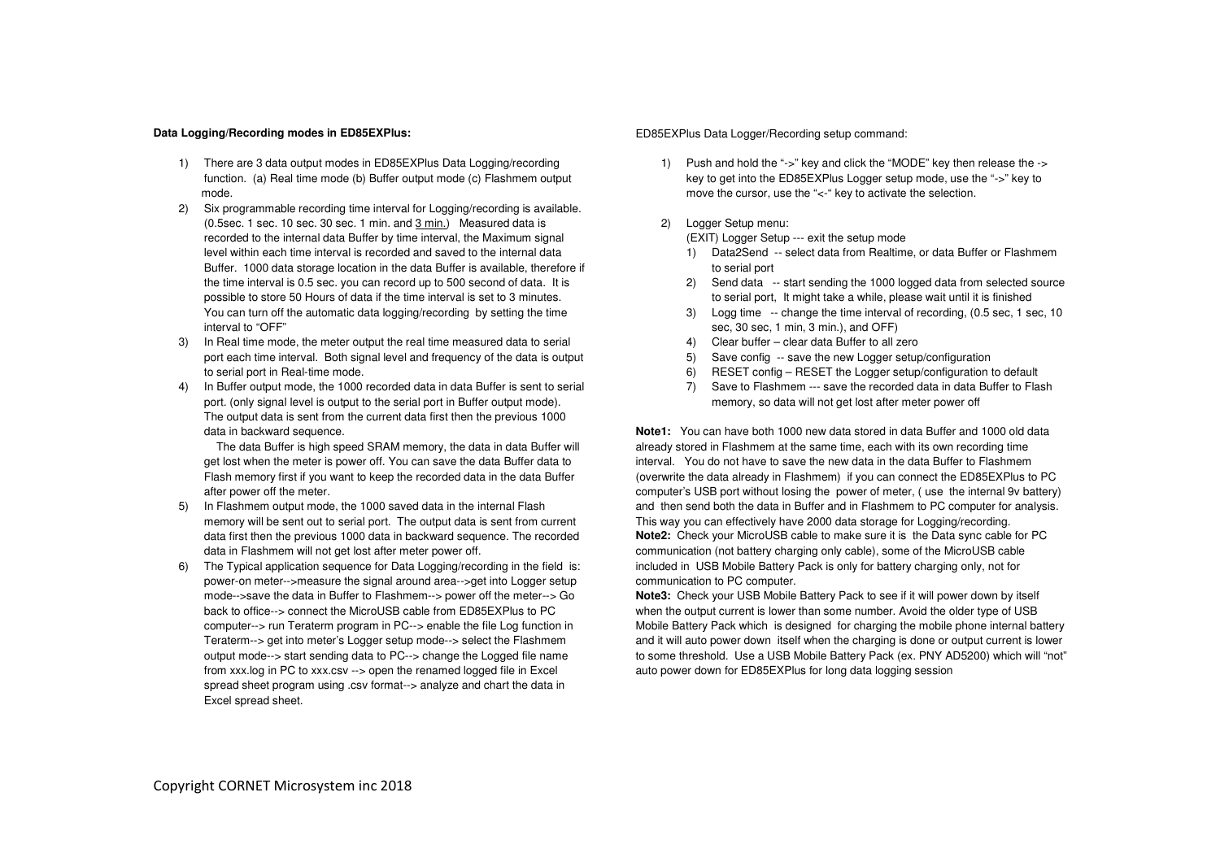**Data Logging/Recording modes in ED85EXPlus:**

1) There are 3 data output modes in ED85EXPlus Data Logging/recording function. (a) Real time mode (b) Buffer output mode (c) Flashmem output mode.
2) Six programmable recording time interval for Logging/recording is available. (0.5sec. 1 sec. 10 sec. 30 sec. 1 min. and 3 min.) Measured data is recorded to the internal data Buffer by time interval, the Maximum signal level within each time interval is recorded and saved to the internal data Buffer. 1000 data storage location in the data Buffer is available, therefore if the time interval is 0.5 sec. you can record up to 500 second of data. It is possible to store 50 Hours of data if the time interval is set to 3 minutes. You can turn off the automatic data logging/recording by setting the time interval to "OFF"
3) In Real time mode, the meter output the real time measured data to serial port each time interval. Both signal level and frequency of the data is output to serial port in Real-time mode.
4) In Buffer output mode, the 1000 recorded data in data Buffer is sent to serial port. (only signal level is output to the serial port in Buffer output mode). The output data is sent from the current data first then the previous 1000 data in backward sequence.

   The data Buffer is high speed SRAM memory, the data in data Buffer will get lost when the meter is power off. You can save the data Buffer data to Flash memory first if you want to keep the recorded data in the data Buffer after power off the meter.
5) In Flashmem output mode, the 1000 saved data in the internal Flash memory will be sent out to serial port. The output data is sent from current data first then the previous 1000 data in backward sequence. The recorded data in Flashmem will not get lost after meter power off.
6) The Typical application sequence for Data Logging/recording in the field is: power-on meter-->measure the signal around area-->get into Logger setup mode-->save the data in Buffer to Flashmem--> power off the meter--> Go back to office--> connect the MicroUSB cable from ED85EXPlus to PC computer--> run Teraterm program in PC--> enable the file Log function in Teraterm--> get into meter's Logger setup mode--> select the Flashmem output mode--> start sending data to PC--> change the Logged file name from xxx.log in PC to xxx.csv --> open the renamed logged file in Excel spread sheet program using .csv format--> analyze and chart the data in Excel spread sheet.

ED85EXPlus Data Logger/Recording setup command:

1) Push and hold the "->" key and click the "MODE" key then release the -> key to get into the ED85EXPlus Logger setup mode, use the "->" key to move the cursor, use the "<-" key to activate the selection.

2) Logger Setup menu:
   (EXIT) Logger Setup --- exit the setup mode
   1) Data2Send -- select data from Realtime, or data Buffer or Flashmem to serial port
   2) Send data -- start sending the 1000 logged data from selected source to serial port, It might take a while, please wait until it is finished
   3) Logg time -- change the time interval of recording, (0.5 sec, 1 sec, 10 sec, 30 sec, 1 min, 3 min.), and OFF)
   4) Clear buffer – clear data Buffer to all zero
   5) Save config -- save the new Logger setup/configuration
   6) RESET config – RESET the Logger setup/configuration to default
   7) Save to Flashmem --- save the recorded data in data Buffer to Flash memory, so data will not get lost after meter power off

**Note1:** You can have both 1000 new data stored in data Buffer and 1000 old data already stored in Flashmem at the same time, each with its own recording time interval. You do not have to save the new data in the data Buffer to Flashmem (overwrite the data already in Flashmem) if you can connect the ED85EXPlus to PC computer's USB port without losing the power of meter, ( use the internal 9v battery) and then send both the data in Buffer and in Flashmem to PC computer for analysis. This way you can effectively have 2000 data storage for Logging/recording.

**Note2:** Check your MicroUSB cable to make sure it is the Data sync cable for PC communication (not battery charging only cable), some of the MicroUSB cable included in USB Mobile Battery Pack is only for battery charging only, not for communication to PC computer.

**Note3:** Check your USB Mobile Battery Pack to see if it will power down by itself when the output current is lower than some number. Avoid the older type of USB Mobile Battery Pack which is designed for charging the mobile phone internal battery and it will auto power down itself when the charging is done or output current is lower to some threshold. Use a USB Mobile Battery Pack (ex. PNY AD5200) which will "not" auto power down for ED85EXPlus for long data logging session

Copyright CORNET Microsystem inc 2018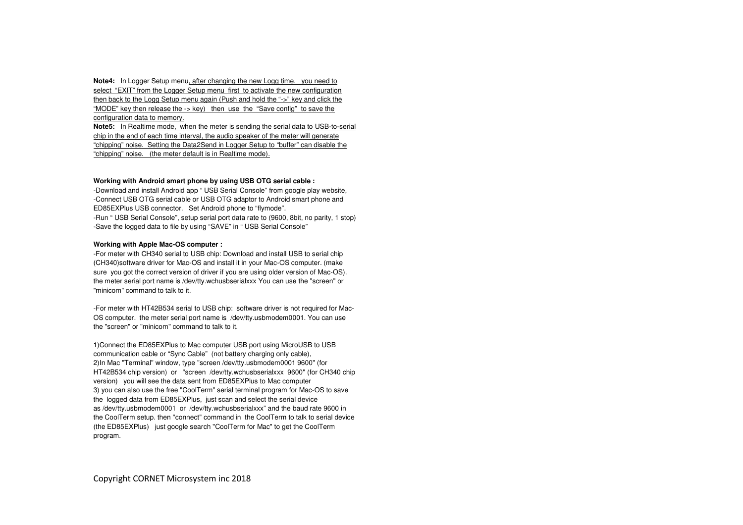**Note4:** In Logger Setup menu, after changing the new Logg time. you need to select "EXIT" from the Logger Setup menu first to activate the new configuration then back to the Logg Setup menu again (Push and hold the "->" key and click the "MODE" key then release the -> key) then use the "Save config" to save the configuration data to memory.

**Note5:** In Realtime mode, when the meter is sending the serial data to USB-to-serial chip in the end of each time interval, the audio speaker of the meter will generate "chipping" noise. Setting the Data2Send in Logger Setup to "buffer" can disable the "chipping" noise. (the meter default is in Realtime mode).

**Working with Android smart phone by using USB OTG serial cable :**

-Download and install Android app " USB Serial Console" from google play website,
-Connect USB OTG serial cable or USB OTG adaptor to Android smart phone and ED85EXPlus USB connector. Set Android phone to "flymode".
-Run " USB Serial Console", setup serial port data rate to (9600, 8bit, no parity, 1 stop)
-Save the logged data to file by using "SAVE" in " USB Serial Console"

**Working with Apple Mac-OS computer :**

-For meter with CH340 serial to USB chip: Download and install USB to serial chip (CH340)software driver for Mac-OS and install it in your Mac-OS computer. (make sure you got the correct version of driver if you are using older version of Mac-OS). the meter serial port name is /dev/tty.wchusbserialxxx You can use the "screen" or "minicom" command to talk to it.

-For meter with HT42B534 serial to USB chip: software driver is not required for Mac-OS computer. the meter serial port name is /dev/tty.usbmodem0001. You can use the "screen" or "minicom" command to talk to it.

1)Connect the ED85EXPlus to Mac computer USB port using MicroUSB to USB communication cable or "Sync Cable" (not battery charging only cable),
2)In Mac "Terminal" window, type "screen /dev/tty.usbmodem0001 9600" (for HT42B534 chip version) or "screen /dev/tty.wchusbserialxxx 9600" (for CH340 chip version) you will see the data sent from ED85EXPlus to Mac computer
3) you can also use the free "CoolTerm" serial terminal program for Mac-OS to save the logged data from ED85EXPlus, just scan and select the serial device as /dev/tty.usbmodem0001 or /dev/tty.wchusbserialxxx" and the baud rate 9600 in the CoolTerm setup. then "connect" command in the CoolTerm to talk to serial device (the ED85EXPlus) just google search "CoolTerm for Mac" to get the CoolTerm program.

Copyright CORNET Microsystem inc 2018